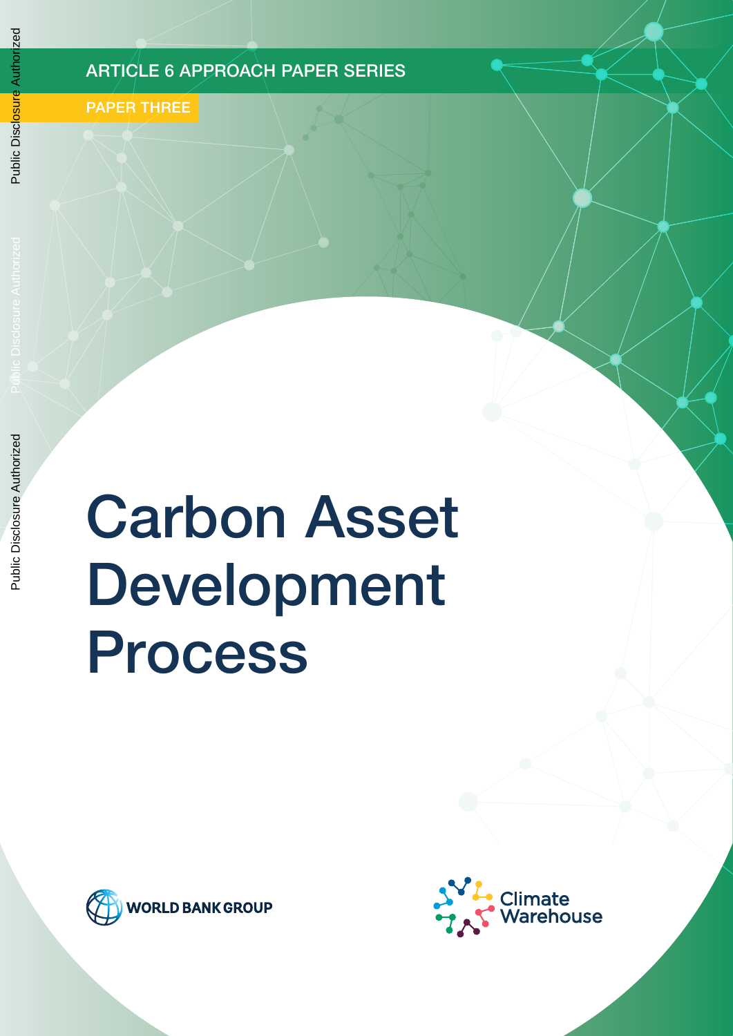ARTICLE 6 APPROACH PAPER SERIES

PAPER THREE

# Carbon Asset Development Process

WORLD BANK GROUP

Climate Warehouse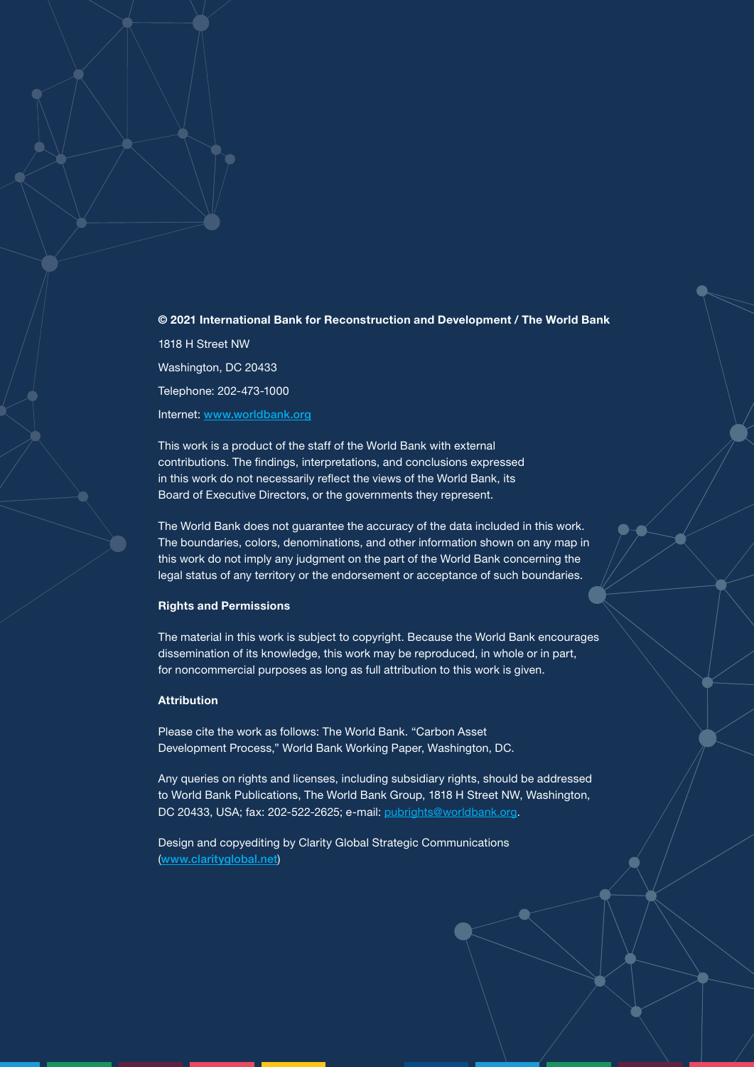**© 2021 International Bank for Reconstruction and Development / The World Bank**

1818 H Street NW

Washington, DC 20433

Telephone: 202-473-1000

Internet: www.worldbank.org

This work is a product of the staff of the World Bank with external contributions. The findings, interpretations, and conclusions expressed in this work do not necessarily reflect the views of the World Bank, its Board of Executive Directors, or the governments they represent.

The World Bank does not guarantee the accuracy of the data included in this work. The boundaries, colors, denominations, and other information shown on any map in this work do not imply any judgment on the part of the World Bank concerning the legal status of any territory or the endorsement or acceptance of such boundaries.

**Rights and Permissions**

The material in this work is subject to copyright. Because the World Bank encourages dissemination of its knowledge, this work may be reproduced, in whole or in part, for noncommercial purposes as long as full attribution to this work is given.

**Attribution**

Please cite the work as follows: The World Bank. "Carbon Asset Development Process," World Bank Working Paper, Washington, DC.

Any queries on rights and licenses, including subsidiary rights, should be addressed to World Bank Publications, The World Bank Group, 1818 H Street NW, Washington, DC 20433, USA; fax: 202-522-2625; e-mail: pubrights@worldbank.org.

Design and copyediting by Clarity Global Strategic Communications (www.clarityglobal.net)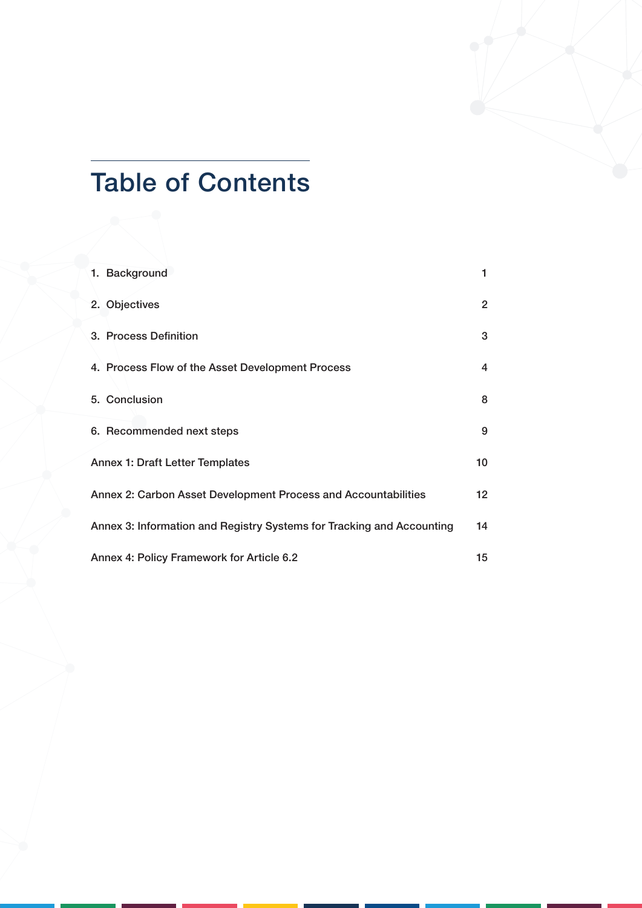# Table of Contents

| | |
|---|---|
| 1. Background | 1 |
| 2. Objectives | 2 |
| 3. Process Definition | 3 |
| 4. Process Flow of the Asset Development Process | 4 |
| 5. Conclusion | 8 |
| 6. Recommended next steps | 9 |
| Annex 1: Draft Letter Templates | 10 |
| Annex 2: Carbon Asset Development Process and Accountabilities | 12 |
| Annex 3: Information and Registry Systems for Tracking and Accounting | 14 |
| Annex 4: Policy Framework for Article 6.2 | 15 |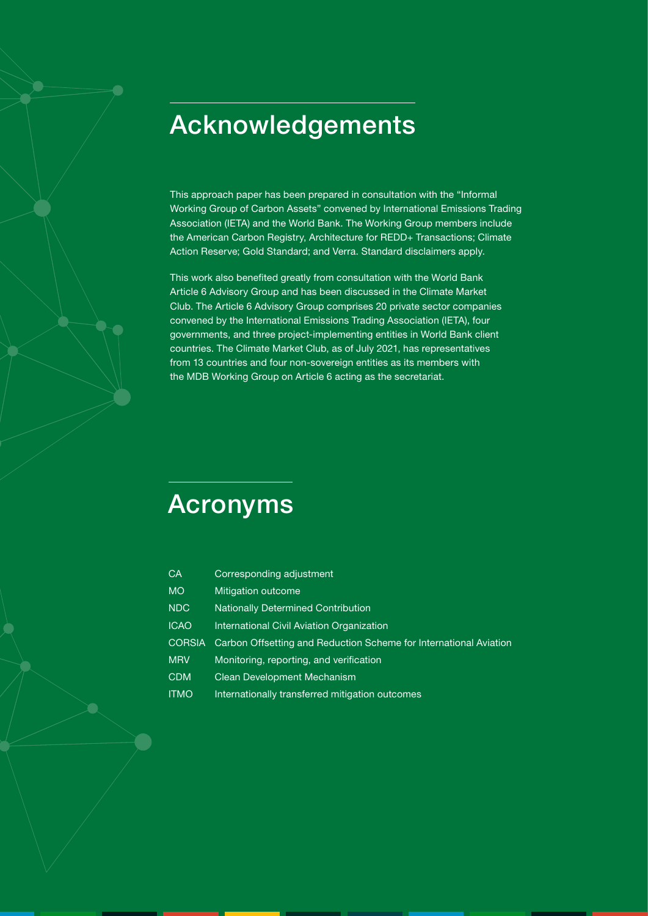# Acknowledgements

This approach paper has been prepared in consultation with the "Informal Working Group of Carbon Assets" convened by International Emissions Trading Association (IETA) and the World Bank. The Working Group members include the American Carbon Registry, Architecture for REDD+ Transactions; Climate Action Reserve; Gold Standard; and Verra. Standard disclaimers apply.

This work also benefited greatly from consultation with the World Bank Article 6 Advisory Group and has been discussed in the Climate Market Club. The Article 6 Advisory Group comprises 20 private sector companies convened by the International Emissions Trading Association (IETA), four governments, and three project-implementing entities in World Bank client countries. The Climate Market Club, as of July 2021, has representatives from 13 countries and four non-sovereign entities as its members with the MDB Working Group on Article 6 acting as the secretariat.

# Acronyms

| | |
|---|---|
| CA | Corresponding adjustment |
| MO | Mitigation outcome |
| NDC | Nationally Determined Contribution |
| ICAO | International Civil Aviation Organization |
| CORSIA | Carbon Offsetting and Reduction Scheme for International Aviation |
| MRV | Monitoring, reporting, and verification |
| CDM | Clean Development Mechanism |
| ITMO | Internationally transferred mitigation outcomes |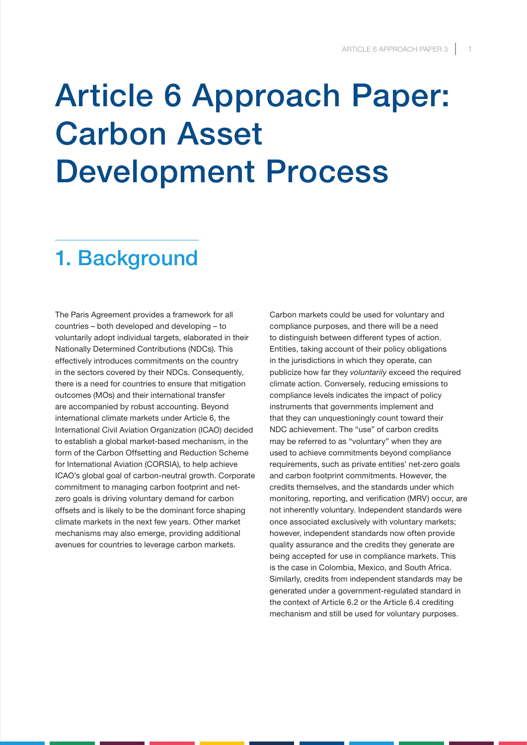# Article 6 Approach Paper: Carbon Asset Development Process

## 1. Background

The Paris Agreement provides a framework for all countries – both developed and developing – to voluntarily adopt individual targets, elaborated in their Nationally Determined Contributions (NDCs). This effectively introduces commitments on the country in the sectors covered by their NDCs. Consequently, there is a need for countries to ensure that mitigation outcomes (MOs) and their international transfer are accompanied by robust accounting. Beyond international climate markets under Article 6, the International Civil Aviation Organization (ICAO) decided to establish a global market-based mechanism, in the form of the Carbon Offsetting and Reduction Scheme for International Aviation (CORSIA), to help achieve ICAO's global goal of carbon-neutral growth. Corporate commitment to managing carbon footprint and net-zero goals is driving voluntary demand for carbon offsets and is likely to be the dominant force shaping climate markets in the next few years. Other market mechanisms may also emerge, providing additional avenues for countries to leverage carbon markets.

Carbon markets could be used for voluntary and compliance purposes, and there will be a need to distinguish between different types of action. Entities, taking account of their policy obligations in the jurisdictions in which they operate, can publicize how far they *voluntarily* exceed the required climate action. Conversely, reducing emissions to compliance levels indicates the impact of policy instruments that governments implement and that they can unquestioningly count toward their NDC achievement. The "use" of carbon credits may be referred to as "voluntary" when they are used to achieve commitments beyond compliance requirements, such as private entities' net-zero goals and carbon footprint commitments. However, the credits themselves, and the standards under which monitoring, reporting, and verification (MRV) occur, are not inherently voluntary. Independent standards were once associated exclusively with voluntary markets; however, independent standards now often provide quality assurance and the credits they generate are being accepted for use in compliance markets. This is the case in Colombia, Mexico, and South Africa. Similarly, credits from independent standards may be generated under a government-regulated standard in the context of Article 6.2 or the Article 6.4 crediting mechanism and still be used for voluntary purposes.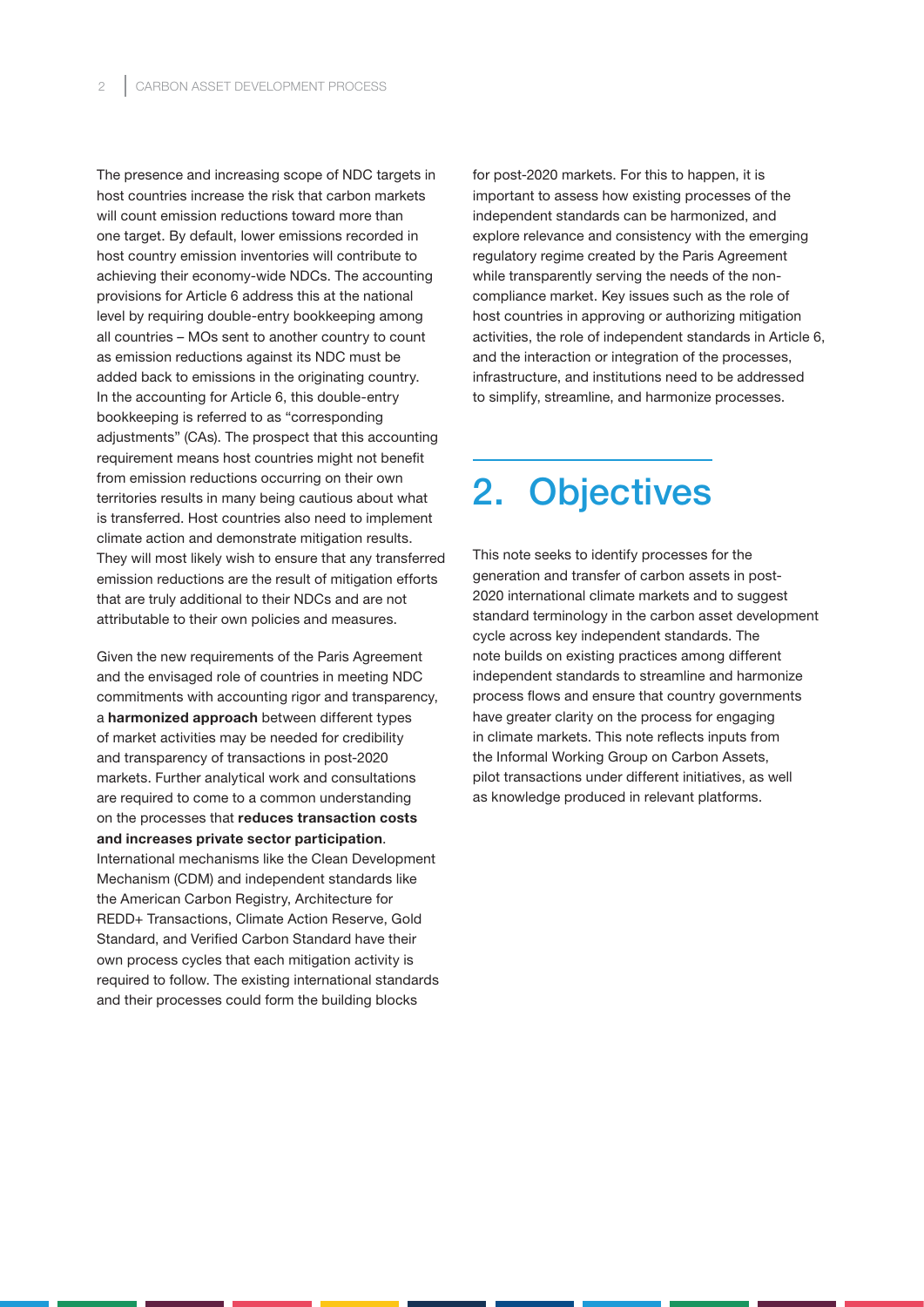The presence and increasing scope of NDC targets in host countries increase the risk that carbon markets will count emission reductions toward more than one target. By default, lower emissions recorded in host country emission inventories will contribute to achieving their economy-wide NDCs. The accounting provisions for Article 6 address this at the national level by requiring double-entry bookkeeping among all countries – MOs sent to another country to count as emission reductions against its NDC must be added back to emissions in the originating country. In the accounting for Article 6, this double-entry bookkeeping is referred to as "corresponding adjustments" (CAs). The prospect that this accounting requirement means host countries might not benefit from emission reductions occurring on their own territories results in many being cautious about what is transferred. Host countries also need to implement climate action and demonstrate mitigation results. They will most likely wish to ensure that any transferred emission reductions are the result of mitigation efforts that are truly additional to their NDCs and are not attributable to their own policies and measures.

Given the new requirements of the Paris Agreement and the envisaged role of countries in meeting NDC commitments with accounting rigor and transparency, a **harmonized approach** between different types of market activities may be needed for credibility and transparency of transactions in post-2020 markets. Further analytical work and consultations are required to come to a common understanding on the processes that **reduces transaction costs and increases private sector participation**. International mechanisms like the Clean Development Mechanism (CDM) and independent standards like the American Carbon Registry, Architecture for REDD+ Transactions, Climate Action Reserve, Gold Standard, and Verified Carbon Standard have their own process cycles that each mitigation activity is required to follow. The existing international standards and their processes could form the building blocks for post-2020 markets. For this to happen, it is important to assess how existing processes of the independent standards can be harmonized, and explore relevance and consistency with the emerging regulatory regime created by the Paris Agreement while transparently serving the needs of the non-compliance market. Key issues such as the role of host countries in approving or authorizing mitigation activities, the role of independent standards in Article 6, and the interaction or integration of the processes, infrastructure, and institutions need to be addressed to simplify, streamline, and harmonize processes.

# 2. Objectives

This note seeks to identify processes for the generation and transfer of carbon assets in post-2020 international climate markets and to suggest standard terminology in the carbon asset development cycle across key independent standards. The note builds on existing practices among different independent standards to streamline and harmonize process flows and ensure that country governments have greater clarity on the process for engaging in climate markets. This note reflects inputs from the Informal Working Group on Carbon Assets, pilot transactions under different initiatives, as well as knowledge produced in relevant platforms.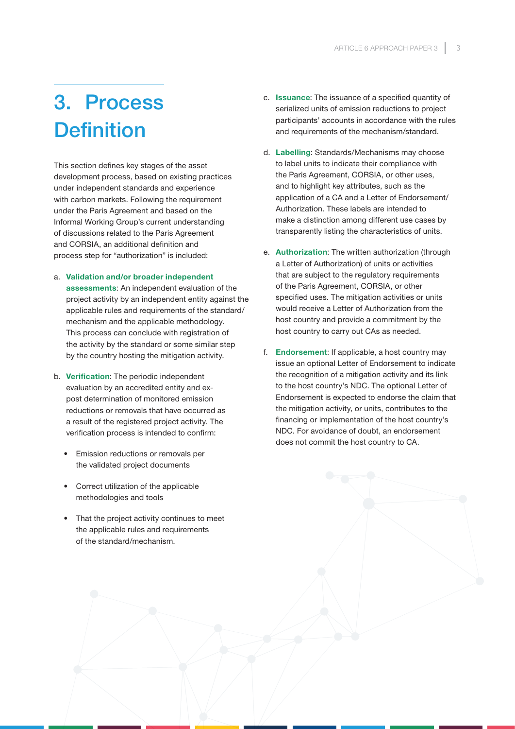# 3. Process Definition

This section defines key stages of the asset development process, based on existing practices under independent standards and experience with carbon markets. Following the requirement under the Paris Agreement and based on the Informal Working Group's current understanding of discussions related to the Paris Agreement and CORSIA, an additional definition and process step for "authorization" is included:

a. **Validation and/or broader independent assessments**: An independent evaluation of the project activity by an independent entity against the applicable rules and requirements of the standard/mechanism and the applicable methodology. This process can conclude with registration of the activity by the standard or some similar step by the country hosting the mitigation activity.

b. **Verification**: The periodic independent evaluation by an accredited entity and ex-post determination of monitored emission reductions or removals that have occurred as a result of the registered project activity. The verification process is intended to confirm:

- Emission reductions or removals per the validated project documents
- Correct utilization of the applicable methodologies and tools
- That the project activity continues to meet the applicable rules and requirements of the standard/mechanism.

c. **Issuance**: The issuance of a specified quantity of serialized units of emission reductions to project participants' accounts in accordance with the rules and requirements of the mechanism/standard.

d. **Labelling**: Standards/Mechanisms may choose to label units to indicate their compliance with the Paris Agreement, CORSIA, or other uses, and to highlight key attributes, such as the application of a CA and a Letter of Endorsement/Authorization. These labels are intended to make a distinction among different use cases by transparently listing the characteristics of units.

e. **Authorization**: The written authorization (through a Letter of Authorization) of units or activities that are subject to the regulatory requirements of the Paris Agreement, CORSIA, or other specified uses. The mitigation activities or units would receive a Letter of Authorization from the host country and provide a commitment by the host country to carry out CAs as needed.

f. **Endorsement**: If applicable, a host country may issue an optional Letter of Endorsement to indicate the recognition of a mitigation activity and its link to the host country's NDC. The optional Letter of Endorsement is expected to endorse the claim that the mitigation activity, or units, contributes to the financing or implementation of the host country's NDC. For avoidance of doubt, an endorsement does not commit the host country to CA.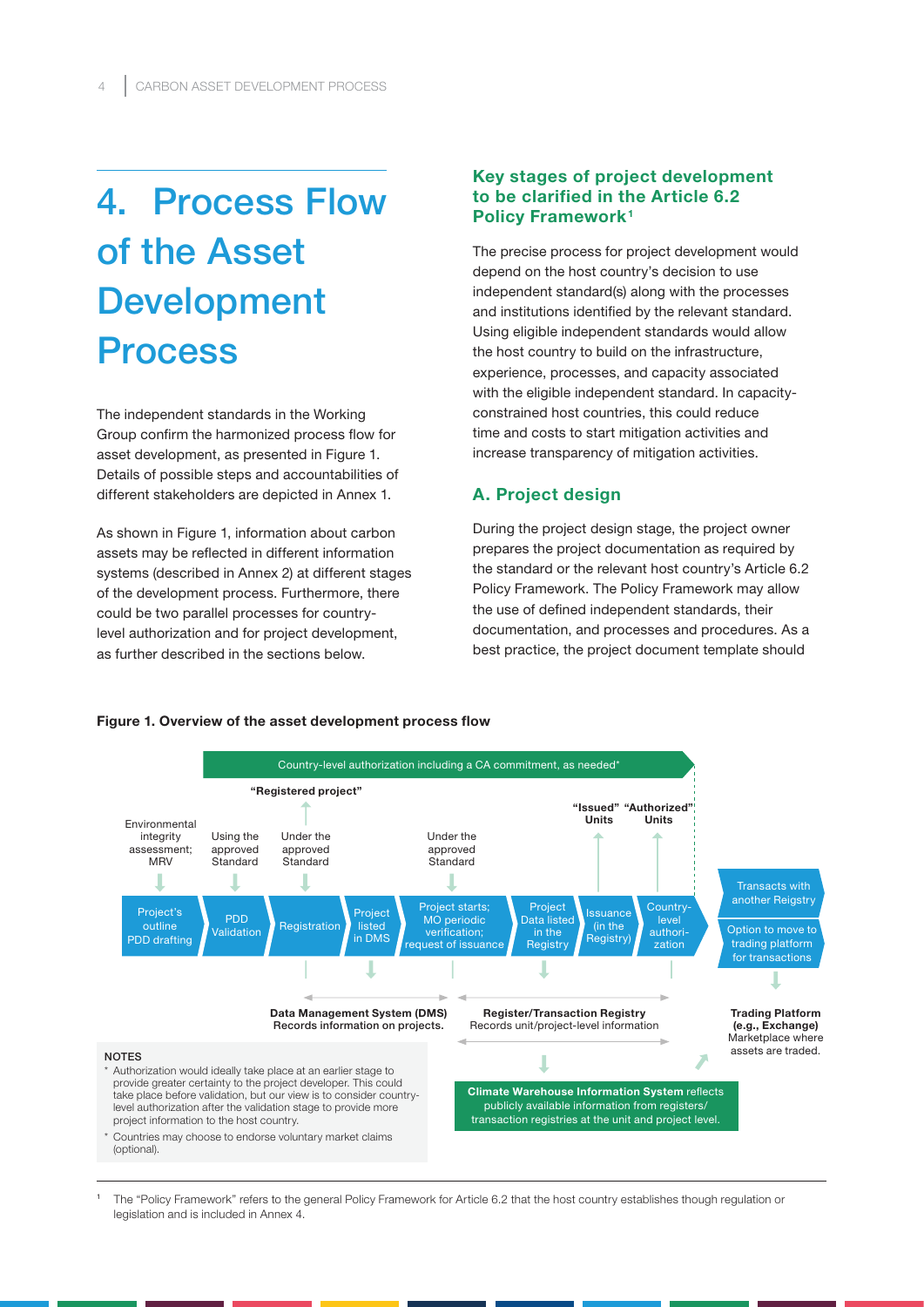# 4. Process Flow of the Asset Development Process

The independent standards in the Working Group confirm the harmonized process flow for asset development, as presented in Figure 1. Details of possible steps and accountabilities of different stakeholders are depicted in Annex 1.

As shown in Figure 1, information about carbon assets may be reflected in different information systems (described in Annex 2) at different stages of the development process. Furthermore, there could be two parallel processes for country-level authorization and for project development, as further described in the sections below.

## Key stages of project development to be clarified in the Article 6.2 Policy Framework[1]

The precise process for project development would depend on the host country's decision to use independent standard(s) along with the processes and institutions identified by the relevant standard. Using eligible independent standards would allow the host country to build on the infrastructure, experience, processes, and capacity associated with the eligible independent standard. In capacity-constrained host countries, this could reduce time and costs to start mitigation activities and increase transparency of mitigation activities.

### A. Project design

During the project design stage, the project owner prepares the project documentation as required by the standard or the relevant host country's Article 6.2 Policy Framework. The Policy Framework may allow the use of defined independent standards, their documentation, and processes and procedures. As a best practice, the project document template should

**Figure 1. Overview of the asset development process flow**

Country-level authorization including a CA commitment, as needed*

"Registered project"

"Issued" Units — "Authorized" Units

Environmental integrity assessment; MRV → Project's outline PDD drafting

Using the approved Standard → PDD Validation

Under the approved Standard → Registration

Project listed in DMS

Under the approved Standard → Project starts; MO periodic verification; request of issuance

Project Data listed in the Registry

Issuance (in the Registry)

Country-level authorization

Transacts with another Reigstry

Option to move to trading platform for transactions

**Data Management System (DMS)** Records information on projects.

**Register/Transaction Registry** Records unit/project-level information

**Trading Platform (e.g., Exchange)** Marketplace where assets are traded.

**Climate Warehouse Information System** reflects publicly available information from registers/ transaction registries at the unit and project level.

NOTES

- \* Authorization would ideally take place at an earlier stage to provide greater certainty to the project developer. This could take place before validation, but our view is to consider country-level authorization after the validation stage to provide more project information to the host country.
- \* Countries may choose to endorse voluntary market claims (optional).

[1] The "Policy Framework" refers to the general Policy Framework for Article 6.2 that the host country establishes though regulation or legislation and is included in Annex 4.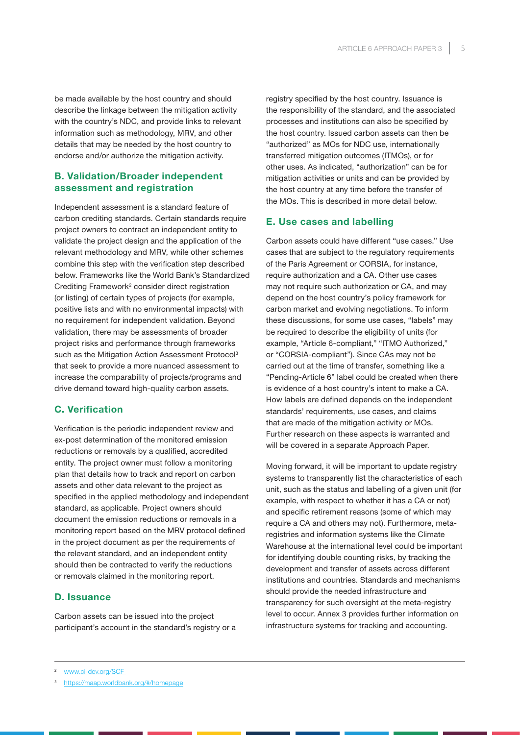be made available by the host country and should describe the linkage between the mitigation activity with the country's NDC, and provide links to relevant information such as methodology, MRV, and other details that may be needed by the host country to endorse and/or authorize the mitigation activity.

### B. Validation/Broader independent assessment and registration

Independent assessment is a standard feature of carbon crediting standards. Certain standards require project owners to contract an independent entity to validate the project design and the application of the relevant methodology and MRV, while other schemes combine this step with the verification step described below. Frameworks like the World Bank's Standardized Crediting Framework[2] consider direct registration (or listing) of certain types of projects (for example, positive lists and with no environmental impacts) with no requirement for independent validation. Beyond validation, there may be assessments of broader project risks and performance through frameworks such as the Mitigation Action Assessment Protocol[3] that seek to provide a more nuanced assessment to increase the comparability of projects/programs and drive demand toward high-quality carbon assets.

### C. Verification

Verification is the periodic independent review and ex-post determination of the monitored emission reductions or removals by a qualified, accredited entity. The project owner must follow a monitoring plan that details how to track and report on carbon assets and other data relevant to the project as specified in the applied methodology and independent standard, as applicable. Project owners should document the emission reductions or removals in a monitoring report based on the MRV protocol defined in the project document as per the requirements of the relevant standard, and an independent entity should then be contracted to verify the reductions or removals claimed in the monitoring report.

### D. Issuance

Carbon assets can be issued into the project participant's account in the standard's registry or a registry specified by the host country. Issuance is the responsibility of the standard, and the associated processes and institutions can also be specified by the host country. Issued carbon assets can then be "authorized" as MOs for NDC use, internationally transferred mitigation outcomes (ITMOs), or for other uses. As indicated, "authorization" can be for mitigation activities or units and can be provided by the host country at any time before the transfer of the MOs. This is described in more detail below.

### E. Use cases and labelling

Carbon assets could have different "use cases." Use cases that are subject to the regulatory requirements of the Paris Agreement or CORSIA, for instance, require authorization and a CA. Other use cases may not require such authorization or CA, and may depend on the host country's policy framework for carbon market and evolving negotiations. To inform these discussions, for some use cases, "labels" may be required to describe the eligibility of units (for example, "Article 6-compliant," "ITMO Authorized," or "CORSIA-compliant"). Since CAs may not be carried out at the time of transfer, something like a "Pending-Article 6" label could be created when there is evidence of a host country's intent to make a CA. How labels are defined depends on the independent standards' requirements, use cases, and claims that are made of the mitigation activity or MOs. Further research on these aspects is warranted and will be covered in a separate Approach Paper.

Moving forward, it will be important to update registry systems to transparently list the characteristics of each unit, such as the status and labelling of a given unit (for example, with respect to whether it has a CA or not) and specific retirement reasons (some of which may require a CA and others may not). Furthermore, meta-registries and information systems like the Climate Warehouse at the international level could be important for identifying double counting risks, by tracking the development and transfer of assets across different institutions and countries. Standards and mechanisms should provide the needed infrastructure and transparency for such oversight at the meta-registry level to occur. Annex 3 provides further information on infrastructure systems for tracking and accounting.

---

[2] www.ci-dev.org/SCF

[3] https://maap.worldbank.org/#/homepage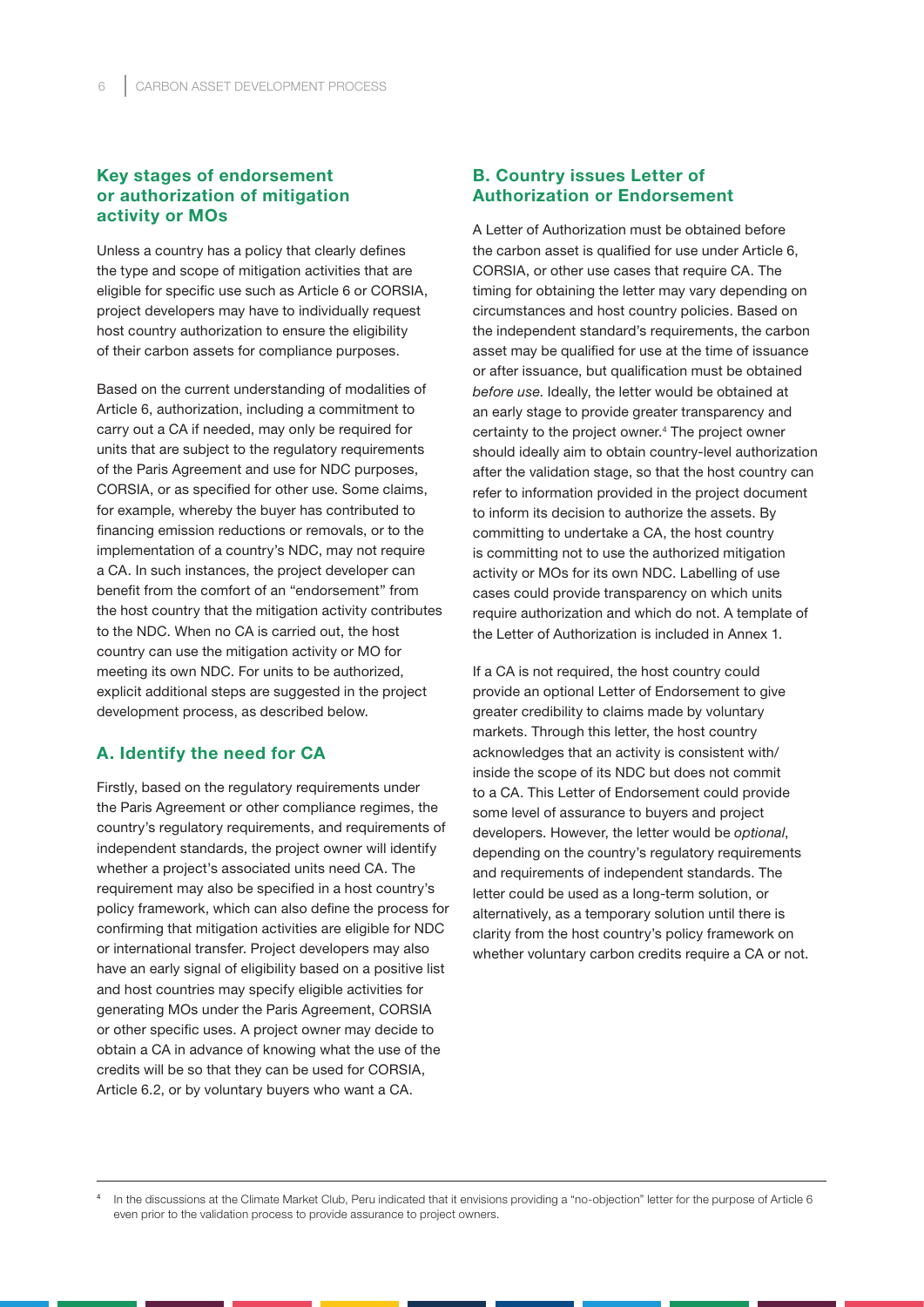## Key stages of endorsement or authorization of mitigation activity or MOs

Unless a country has a policy that clearly defines the type and scope of mitigation activities that are eligible for specific use such as Article 6 or CORSIA, project developers may have to individually request host country authorization to ensure the eligibility of their carbon assets for compliance purposes.

Based on the current understanding of modalities of Article 6, authorization, including a commitment to carry out a CA if needed, may only be required for units that are subject to the regulatory requirements of the Paris Agreement and use for NDC purposes, CORSIA, or as specified for other use. Some claims, for example, whereby the buyer has contributed to financing emission reductions or removals, or to the implementation of a country's NDC, may not require a CA. In such instances, the project developer can benefit from the comfort of an "endorsement" from the host country that the mitigation activity contributes to the NDC. When no CA is carried out, the host country can use the mitigation activity or MO for meeting its own NDC. For units to be authorized, explicit additional steps are suggested in the project development process, as described below.

### A. Identify the need for CA

Firstly, based on the regulatory requirements under the Paris Agreement or other compliance regimes, the country's regulatory requirements, and requirements of independent standards, the project owner will identify whether a project's associated units need CA. The requirement may also be specified in a host country's policy framework, which can also define the process for confirming that mitigation activities are eligible for NDC or international transfer. Project developers may also have an early signal of eligibility based on a positive list and host countries may specify eligible activities for generating MOs under the Paris Agreement, CORSIA or other specific uses. A project owner may decide to obtain a CA in advance of knowing what the use of the credits will be so that they can be used for CORSIA, Article 6.2, or by voluntary buyers who want a CA.

### B. Country issues Letter of Authorization or Endorsement

A Letter of Authorization must be obtained before the carbon asset is qualified for use under Article 6, CORSIA, or other use cases that require CA. The timing for obtaining the letter may vary depending on circumstances and host country policies. Based on the independent standard's requirements, the carbon asset may be qualified for use at the time of issuance or after issuance, but qualification must be obtained *before use*. Ideally, the letter would be obtained at an early stage to provide greater transparency and certainty to the project owner.[4] The project owner should ideally aim to obtain country-level authorization after the validation stage, so that the host country can refer to information provided in the project document to inform its decision to authorize the assets. By committing to undertake a CA, the host country is committing not to use the authorized mitigation activity or MOs for its own NDC. Labelling of use cases could provide transparency on which units require authorization and which do not. A template of the Letter of Authorization is included in Annex 1.

If a CA is not required, the host country could provide an optional Letter of Endorsement to give greater credibility to claims made by voluntary markets. Through this letter, the host country acknowledges that an activity is consistent with/inside the scope of its NDC but does not commit to a CA. This Letter of Endorsement could provide some level of assurance to buyers and project developers. However, the letter would be *optional*, depending on the country's regulatory requirements and requirements of independent standards. The letter could be used as a long-term solution, or alternatively, as a temporary solution until there is clarity from the host country's policy framework on whether voluntary carbon credits require a CA or not.

---

[4] In the discussions at the Climate Market Club, Peru indicated that it envisions providing a "no-objection" letter for the purpose of Article 6 even prior to the validation process to provide assurance to project owners.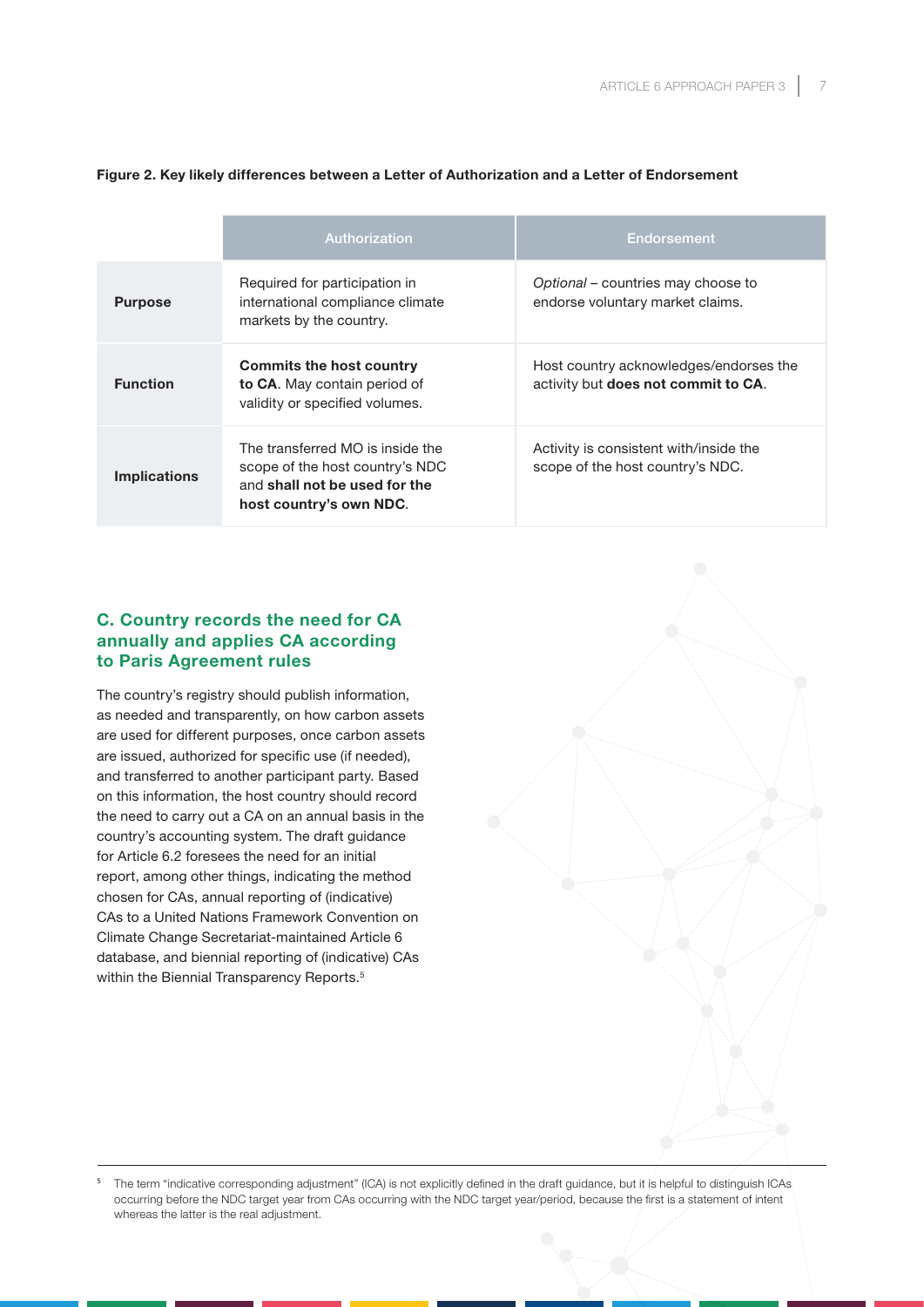**Figure 2. Key likely differences between a Letter of Authorization and a Letter of Endorsement**

| | Authorization | Endorsement |
|---|---|---|
| **Purpose** | Required for participation in international compliance climate markets by the country. | *Optional* – countries may choose to endorse voluntary market claims. |
| **Function** | **Commits the host country to CA**. May contain period of validity or specified volumes. | Host country acknowledges/endorses the activity but **does not commit to CA**. |
| **Implications** | The transferred MO is inside the scope of the host country's NDC and **shall not be used for the host country's own NDC**. | Activity is consistent with/inside the scope of the host country's NDC. |

### C. Country records the need for CA annually and applies CA according to Paris Agreement rules

The country's registry should publish information, as needed and transparently, on how carbon assets are used for different purposes, once carbon assets are issued, authorized for specific use (if needed), and transferred to another participant party. Based on this information, the host country should record the need to carry out a CA on an annual basis in the country's accounting system. The draft guidance for Article 6.2 foresees the need for an initial report, among other things, indicating the method chosen for CAs, annual reporting of (indicative) CAs to a United Nations Framework Convention on Climate Change Secretariat-maintained Article 6 database, and biennial reporting of (indicative) CAs within the Biennial Transparency Reports.[5]

[5] The term "indicative corresponding adjustment" (ICA) is not explicitly defined in the draft guidance, but it is helpful to distinguish ICAs occurring before the NDC target year from CAs occurring with the NDC target year/period, because the first is a statement of intent whereas the latter is the real adjustment.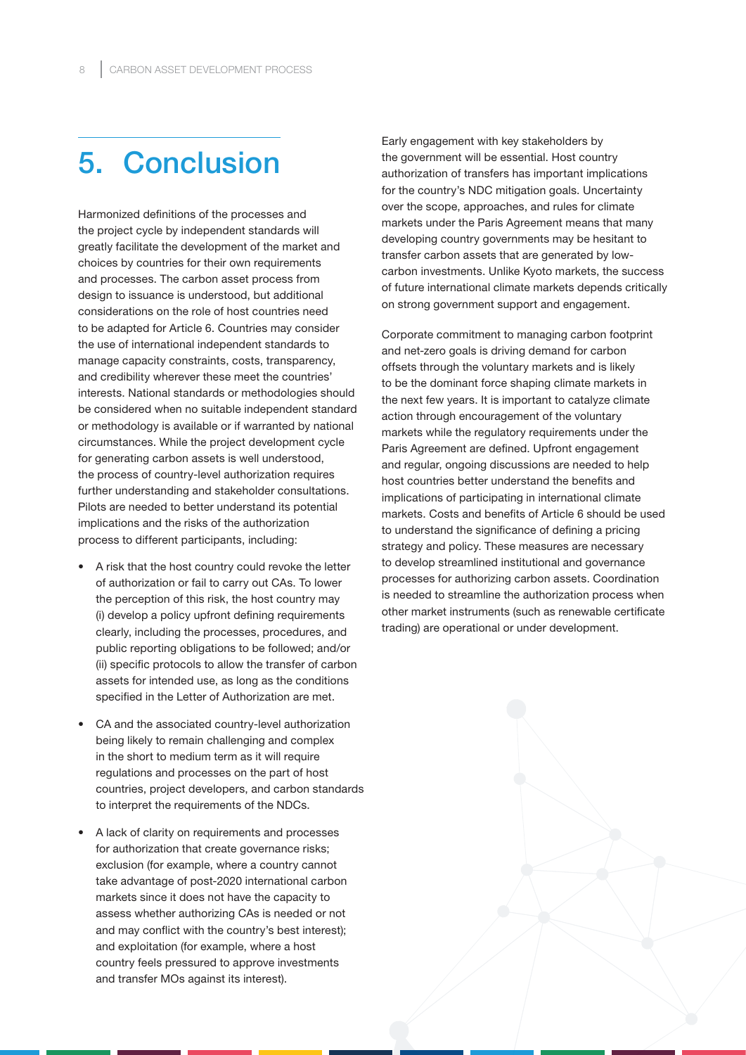# 5. Conclusion

Harmonized definitions of the processes and the project cycle by independent standards will greatly facilitate the development of the market and choices by countries for their own requirements and processes. The carbon asset process from design to issuance is understood, but additional considerations on the role of host countries need to be adapted for Article 6. Countries may consider the use of international independent standards to manage capacity constraints, costs, transparency, and credibility wherever these meet the countries' interests. National standards or methodologies should be considered when no suitable independent standard or methodology is available or if warranted by national circumstances. While the project development cycle for generating carbon assets is well understood, the process of country-level authorization requires further understanding and stakeholder consultations. Pilots are needed to better understand its potential implications and the risks of the authorization process to different participants, including:

- A risk that the host country could revoke the letter of authorization or fail to carry out CAs. To lower the perception of this risk, the host country may (i) develop a policy upfront defining requirements clearly, including the processes, procedures, and public reporting obligations to be followed; and/or (ii) specific protocols to allow the transfer of carbon assets for intended use, as long as the conditions specified in the Letter of Authorization are met.
- CA and the associated country-level authorization being likely to remain challenging and complex in the short to medium term as it will require regulations and processes on the part of host countries, project developers, and carbon standards to interpret the requirements of the NDCs.
- A lack of clarity on requirements and processes for authorization that create governance risks; exclusion (for example, where a country cannot take advantage of post-2020 international carbon markets since it does not have the capacity to assess whether authorizing CAs is needed or not and may conflict with the country's best interest); and exploitation (for example, where a host country feels pressured to approve investments and transfer MOs against its interest).

Early engagement with key stakeholders by the government will be essential. Host country authorization of transfers has important implications for the country's NDC mitigation goals. Uncertainty over the scope, approaches, and rules for climate markets under the Paris Agreement means that many developing country governments may be hesitant to transfer carbon assets that are generated by low-carbon investments. Unlike Kyoto markets, the success of future international climate markets depends critically on strong government support and engagement.

Corporate commitment to managing carbon footprint and net-zero goals is driving demand for carbon offsets through the voluntary markets and is likely to be the dominant force shaping climate markets in the next few years. It is important to catalyze climate action through encouragement of the voluntary markets while the regulatory requirements under the Paris Agreement are defined. Upfront engagement and regular, ongoing discussions are needed to help host countries better understand the benefits and implications of participating in international climate markets. Costs and benefits of Article 6 should be used to understand the significance of defining a pricing strategy and policy. These measures are necessary to develop streamlined institutional and governance processes for authorizing carbon assets. Coordination is needed to streamline the authorization process when other market instruments (such as renewable certificate trading) are operational or under development.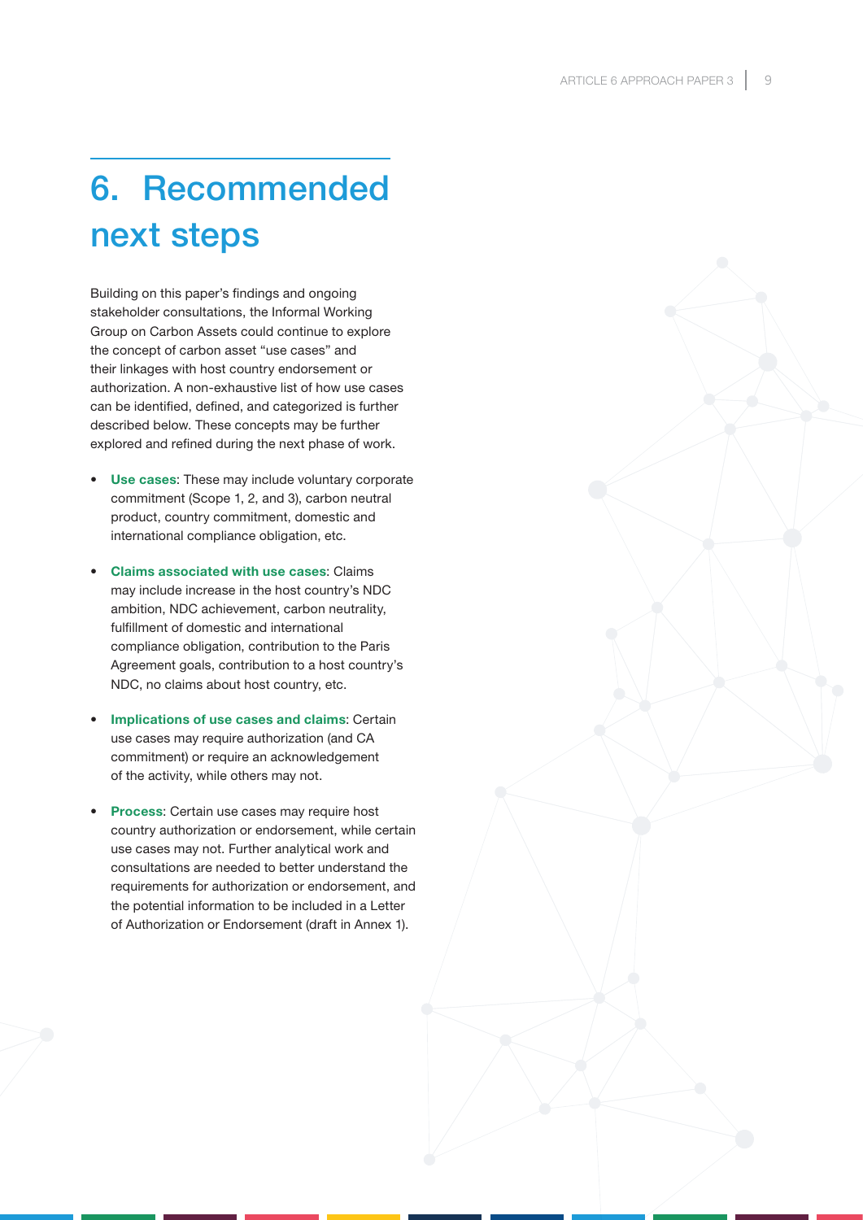# 6. Recommended next steps

Building on this paper's findings and ongoing stakeholder consultations, the Informal Working Group on Carbon Assets could continue to explore the concept of carbon asset "use cases" and their linkages with host country endorsement or authorization. A non-exhaustive list of how use cases can be identified, defined, and categorized is further described below. These concepts may be further explored and refined during the next phase of work.

- **Use cases**: These may include voluntary corporate commitment (Scope 1, 2, and 3), carbon neutral product, country commitment, domestic and international compliance obligation, etc.
- **Claims associated with use cases**: Claims may include increase in the host country's NDC ambition, NDC achievement, carbon neutrality, fulfillment of domestic and international compliance obligation, contribution to the Paris Agreement goals, contribution to a host country's NDC, no claims about host country, etc.
- **Implications of use cases and claims**: Certain use cases may require authorization (and CA commitment) or require an acknowledgement of the activity, while others may not.
- **Process**: Certain use cases may require host country authorization or endorsement, while certain use cases may not. Further analytical work and consultations are needed to better understand the requirements for authorization or endorsement, and the potential information to be included in a Letter of Authorization or Endorsement (draft in Annex 1).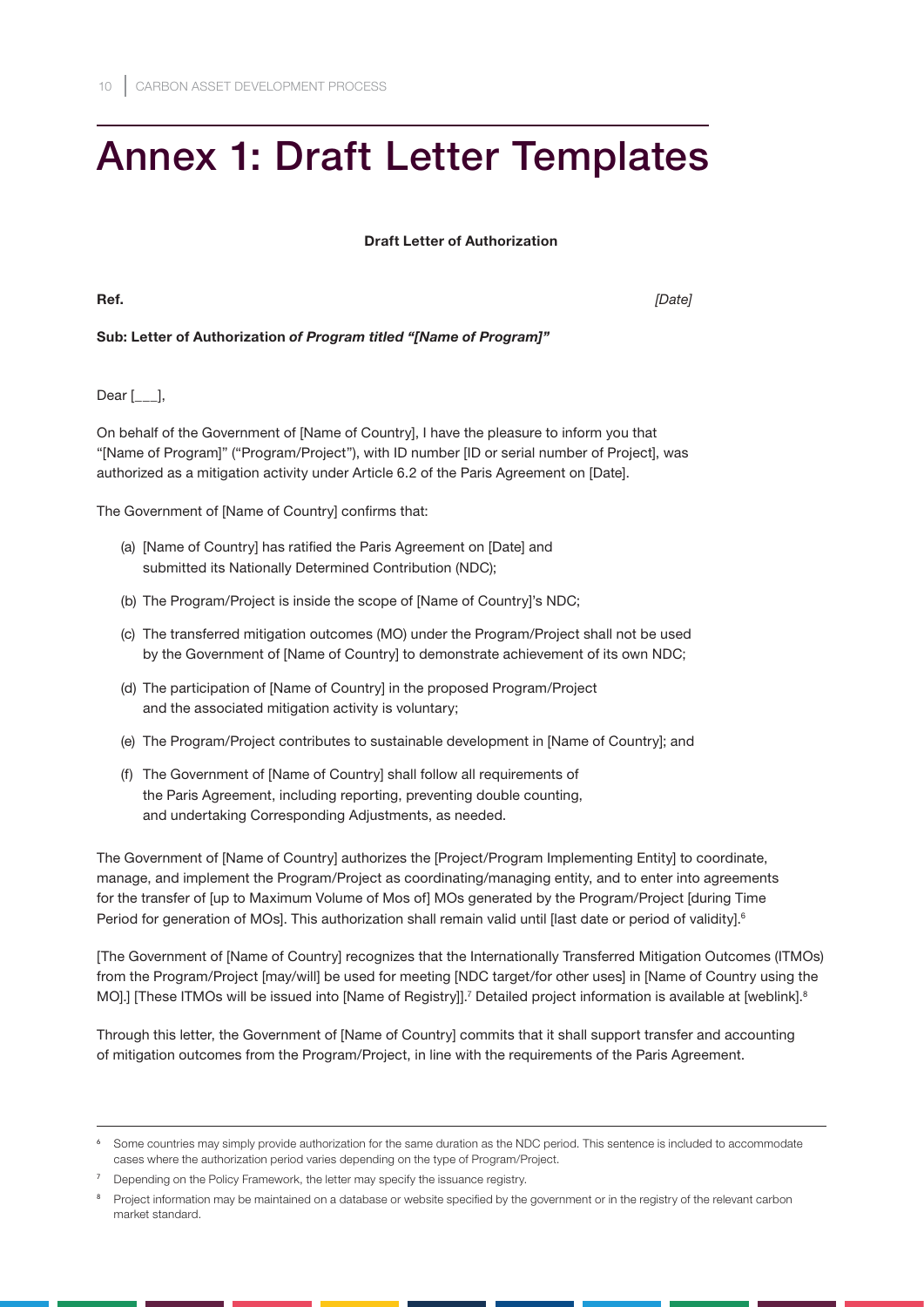# Annex 1: Draft Letter Templates

**Draft Letter of Authorization**

**Ref.** *[Date]*

**Sub: Letter of Authorization *of Program titled "[Name of Program]"***

Dear [___],

On behalf of the Government of [Name of Country], I have the pleasure to inform you that "[Name of Program]" ("Program/Project"), with ID number [ID or serial number of Project], was authorized as a mitigation activity under Article 6.2 of the Paris Agreement on [Date].

The Government of [Name of Country] confirms that:

(a) [Name of Country] has ratified the Paris Agreement on [Date] and submitted its Nationally Determined Contribution (NDC);

(b) The Program/Project is inside the scope of [Name of Country]'s NDC;

(c) The transferred mitigation outcomes (MO) under the Program/Project shall not be used by the Government of [Name of Country] to demonstrate achievement of its own NDC;

(d) The participation of [Name of Country] in the proposed Program/Project and the associated mitigation activity is voluntary;

(e) The Program/Project contributes to sustainable development in [Name of Country]; and

(f) The Government of [Name of Country] shall follow all requirements of the Paris Agreement, including reporting, preventing double counting, and undertaking Corresponding Adjustments, as needed.

The Government of [Name of Country] authorizes the [Project/Program Implementing Entity] to coordinate, manage, and implement the Program/Project as coordinating/managing entity, and to enter into agreements for the transfer of [up to Maximum Volume of Mos of] MOs generated by the Program/Project [during Time Period for generation of MOs]. This authorization shall remain valid until [last date or period of validity].[6]

[The Government of [Name of Country] recognizes that the Internationally Transferred Mitigation Outcomes (ITMOs) from the Program/Project [may/will] be used for meeting [NDC target/for other uses] in [Name of Country using the MO].] [These ITMOs will be issued into [Name of Registry]].[7] Detailed project information is available at [weblink].[8]

Through this letter, the Government of [Name of Country] commits that it shall support transfer and accounting of mitigation outcomes from the Program/Project, in line with the requirements of the Paris Agreement.

---

[6] Some countries may simply provide authorization for the same duration as the NDC period. This sentence is included to accommodate cases where the authorization period varies depending on the type of Program/Project.

[7] Depending on the Policy Framework, the letter may specify the issuance registry.

[8] Project information may be maintained on a database or website specified by the government or in the registry of the relevant carbon market standard.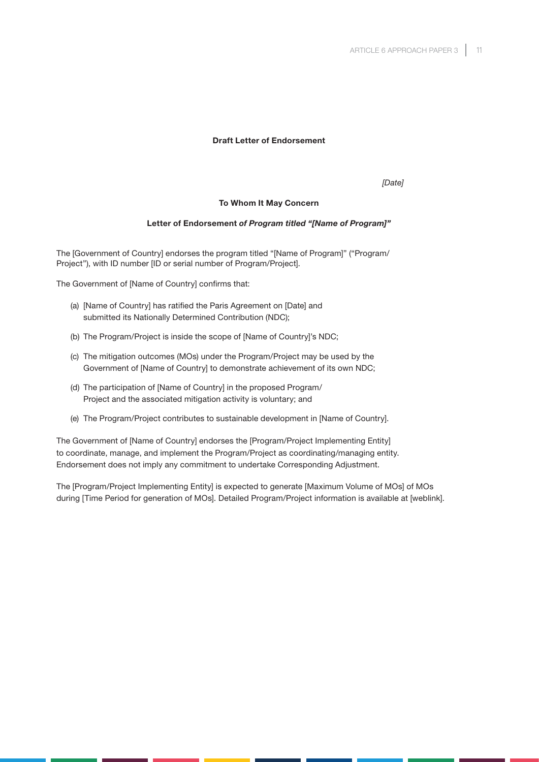**Draft Letter of Endorsement**

*[Date]*

**To Whom It May Concern**

**Letter of Endorsement *of Program titled "[Name of Program]"***

The [Government of Country] endorses the program titled "[Name of Program]" ("Program/Project"), with ID number [ID or serial number of Program/Project].

The Government of [Name of Country] confirms that:

(a) [Name of Country] has ratified the Paris Agreement on [Date] and submitted its Nationally Determined Contribution (NDC);

(b) The Program/Project is inside the scope of [Name of Country]'s NDC;

(c) The mitigation outcomes (MOs) under the Program/Project may be used by the Government of [Name of Country] to demonstrate achievement of its own NDC;

(d) The participation of [Name of Country] in the proposed Program/Project and the associated mitigation activity is voluntary; and

(e) The Program/Project contributes to sustainable development in [Name of Country].

The Government of [Name of Country] endorses the [Program/Project Implementing Entity] to coordinate, manage, and implement the Program/Project as coordinating/managing entity. Endorsement does not imply any commitment to undertake Corresponding Adjustment.

The [Program/Project Implementing Entity] is expected to generate [Maximum Volume of MOs] of MOs during [Time Period for generation of MOs]. Detailed Program/Project information is available at [weblink].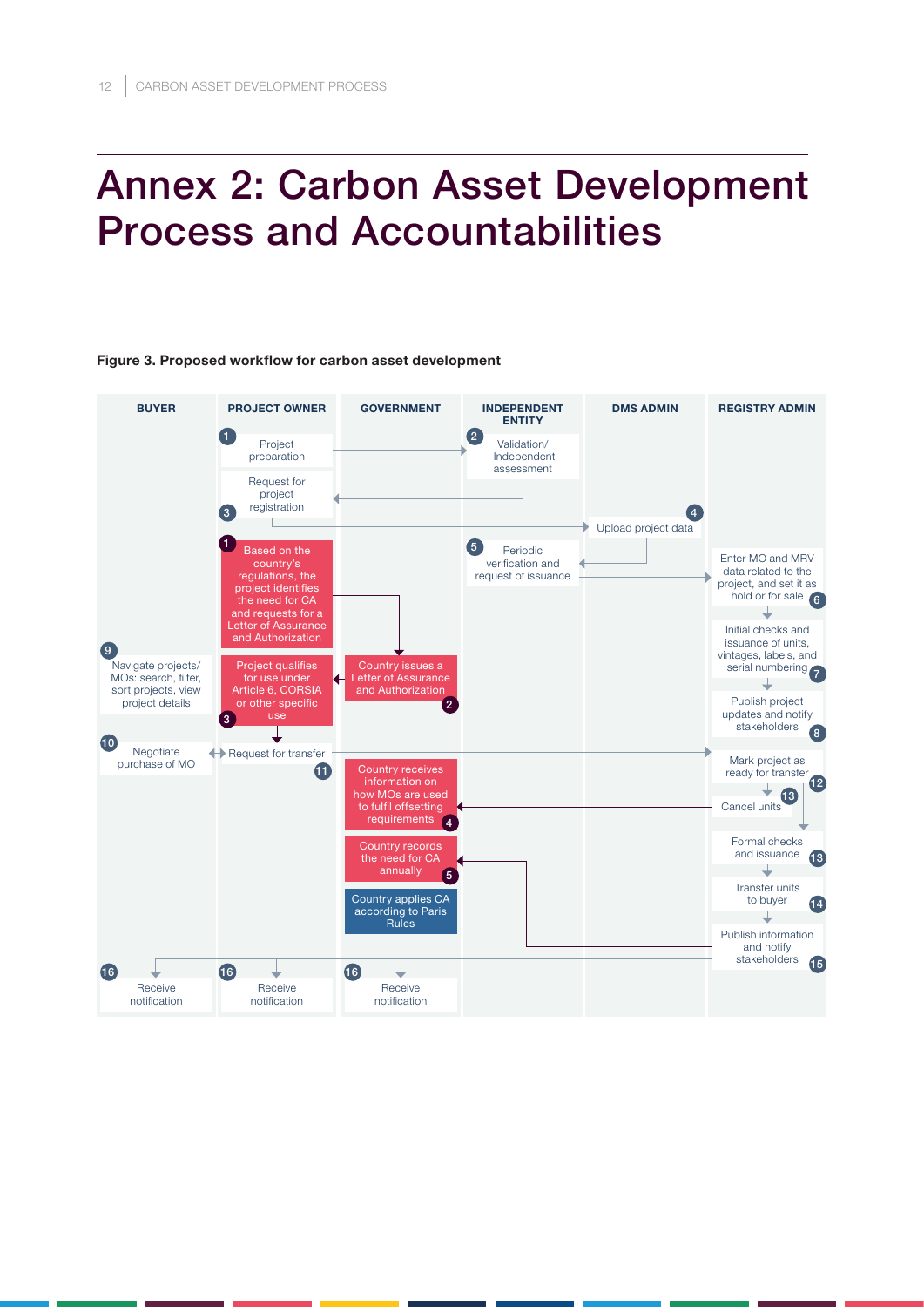# Annex 2: Carbon Asset Development Process and Accountabilities

**Figure 3. Proposed workflow for carbon asset development**

| BUYER | PROJECT OWNER | GOVERNMENT | INDEPENDENT ENTITY | DMS ADMIN | REGISTRY ADMIN |
|---|---|---|---|---|---|
| | 1 Project preparation | | 2 Validation/ Independent assessment | | |
| | 3 Request for project registration | | | 4 Upload project data | |
| | 1 Based on the country's regulations, the project identifies the need for CA and requests for a Letter of Assurance and Authorization | | 5 Periodic verification and request of issuance | | 6 Enter MO and MRV data related to the project, and set it as hold or for sale |
| 9 Navigate projects/ MOs: search, filter, sort projects, view project details | 3 Project qualifies for use under Article 6, CORSIA or other specific use | 2 Country issues a Letter of Assurance and Authorization | | | 7 Initial checks and issuance of units, vintages, labels, and serial numbering |
| | | | | | 8 Publish project updates and notify stakeholders |
| 10 Negotiate purchase of MO | 11 Request for transfer | 4 Country receives information on how MOs are used to fulfil offsetting requirements | | | 12 Mark project as ready for transfer |
| | | | | | 13 Cancel units |
| | | 5 Country records the need for CA annually | | | 13 Formal checks and issuance |
| | | Country applies CA according to Paris Rules | | | 14 Transfer units to buyer |
| | | | | | 15 Publish information and notify stakeholders |
| 16 Receive notification | 16 Receive notification | 16 Receive notification | | | |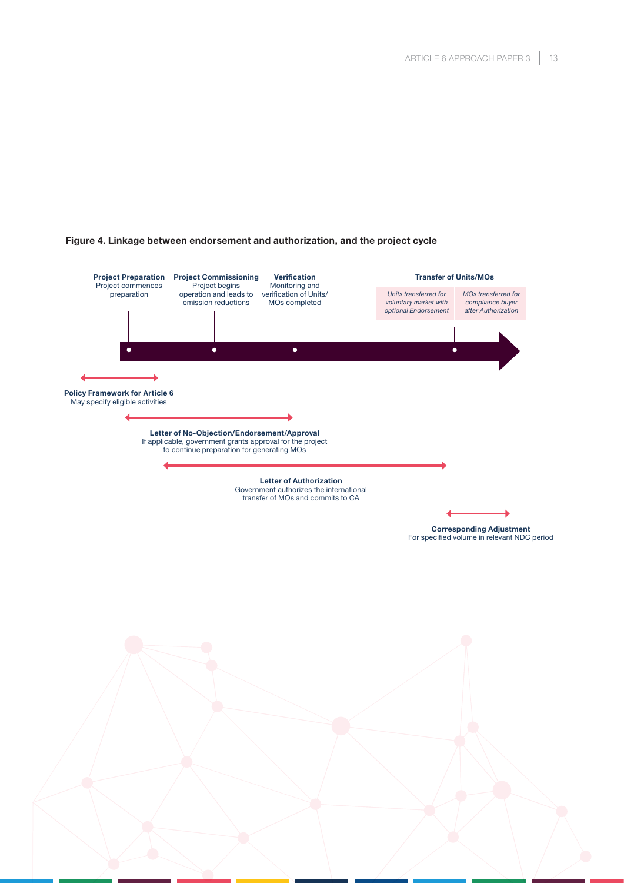**Figure 4. Linkage between endorsement and authorization, and the project cycle**

**Project Preparation**
Project commences preparation

**Project Commissioning**
Project begins operation and leads to emission reductions

**Verification**
Monitoring and verification of Units/MOs completed

**Transfer of Units/MOs**

*Units transferred for voluntary market with optional Endorsement*

*MOs transferred for compliance buyer after Authorization*

**Policy Framework for Article 6**
May specify eligible activities

**Letter of No-Objection/Endorsement/Approval**
If applicable, government grants approval for the project to continue preparation for generating MOs

**Letter of Authorization**
Government authorizes the international transfer of MOs and commits to CA

**Corresponding Adjustment**
For specified volume in relevant NDC period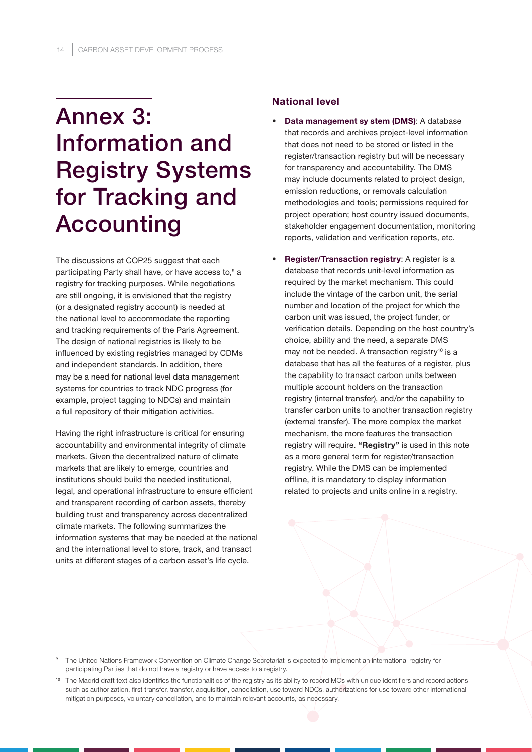# Annex 3: Information and Registry Systems for Tracking and Accounting

The discussions at COP25 suggest that each participating Party shall have, or have access to,[9] a registry for tracking purposes. While negotiations are still ongoing, it is envisioned that the registry (or a designated registry account) is needed at the national level to accommodate the reporting and tracking requirements of the Paris Agreement. The design of national registries is likely to be influenced by existing registries managed by CDMs and independent standards. In addition, there may be a need for national level data management systems for countries to track NDC progress (for example, project tagging to NDCs) and maintain a full repository of their mitigation activities.

Having the right infrastructure is critical for ensuring accountability and environmental integrity of climate markets. Given the decentralized nature of climate markets that are likely to emerge, countries and institutions should build the needed institutional, legal, and operational infrastructure to ensure efficient and transparent recording of carbon assets, thereby building trust and transparency across decentralized climate markets. The following summarizes the information systems that may be needed at the national and the international level to store, track, and transact units at different stages of a carbon asset's life cycle.

### National level

- **Data management sy stem (DMS)**: A database that records and archives project-level information that does not need to be stored or listed in the register/transaction registry but will be necessary for transparency and accountability. The DMS may include documents related to project design, emission reductions, or removals calculation methodologies and tools; permissions required for project operation; host country issued documents, stakeholder engagement documentation, monitoring reports, validation and verification reports, etc.
- **Register/Transaction registry**: A register is a database that records unit-level information as required by the market mechanism. This could include the vintage of the carbon unit, the serial number and location of the project for which the carbon unit was issued, the project funder, or verification details. Depending on the host country's choice, ability and the need, a separate DMS may not be needed. A transaction registry[10] is a database that has all the features of a register, plus the capability to transact carbon units between multiple account holders on the transaction registry (internal transfer), and/or the capability to transfer carbon units to another transaction registry (external transfer). The more complex the market mechanism, the more features the transaction registry will require. **"Registry"** is used in this note as a more general term for register/transaction registry. While the DMS can be implemented offline, it is mandatory to display information related to projects and units online in a registry.

---

[9] The United Nations Framework Convention on Climate Change Secretariat is expected to implement an international registry for participating Parties that do not have a registry or have access to a registry.

[10] The Madrid draft text also identifies the functionalities of the registry as its ability to record MOs with unique identifiers and record actions such as authorization, first transfer, transfer, acquisition, cancellation, use toward NDCs, authorizations for use toward other international mitigation purposes, voluntary cancellation, and to maintain relevant accounts, as necessary.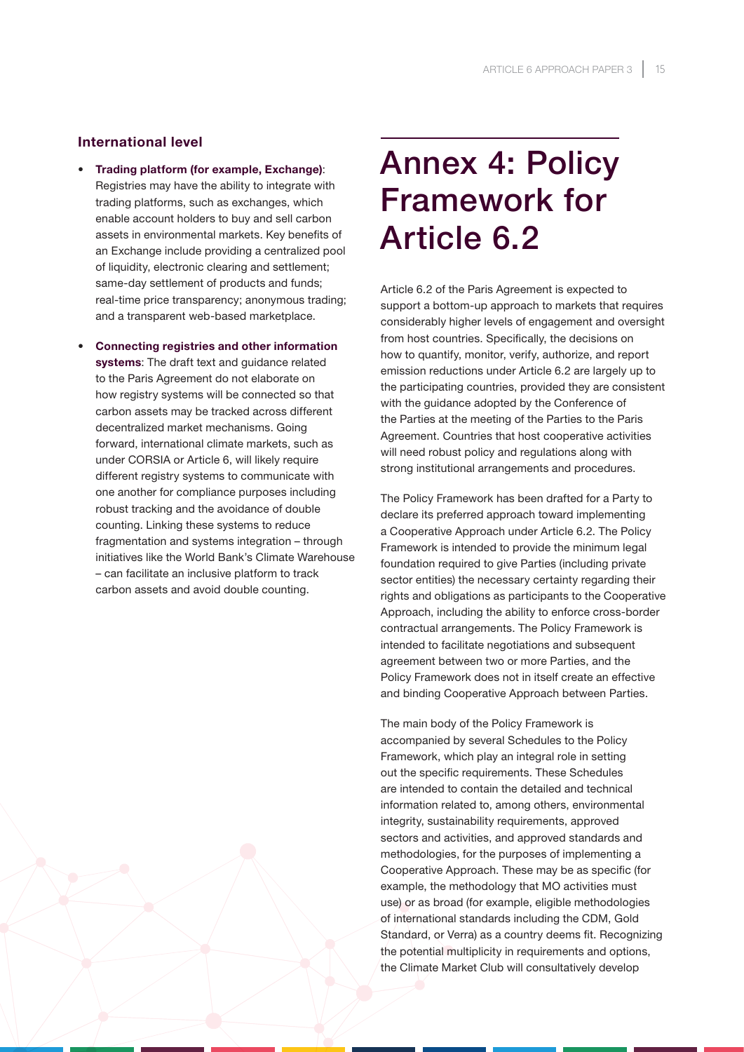### International level

- **Trading platform (for example, Exchange)**: Registries may have the ability to integrate with trading platforms, such as exchanges, which enable account holders to buy and sell carbon assets in environmental markets. Key benefits of an Exchange include providing a centralized pool of liquidity, electronic clearing and settlement; same-day settlement of products and funds; real-time price transparency; anonymous trading; and a transparent web-based marketplace.

- **Connecting registries and other information systems**: The draft text and guidance related to the Paris Agreement do not elaborate on how registry systems will be connected so that carbon assets may be tracked across different decentralized market mechanisms. Going forward, international climate markets, such as under CORSIA or Article 6, will likely require different registry systems to communicate with one another for compliance purposes including robust tracking and the avoidance of double counting. Linking these systems to reduce fragmentation and systems integration – through initiatives like the World Bank's Climate Warehouse – can facilitate an inclusive platform to track carbon assets and avoid double counting.

# Annex 4: Policy Framework for Article 6.2

Article 6.2 of the Paris Agreement is expected to support a bottom-up approach to markets that requires considerably higher levels of engagement and oversight from host countries. Specifically, the decisions on how to quantify, monitor, verify, authorize, and report emission reductions under Article 6.2 are largely up to the participating countries, provided they are consistent with the guidance adopted by the Conference of the Parties at the meeting of the Parties to the Paris Agreement. Countries that host cooperative activities will need robust policy and regulations along with strong institutional arrangements and procedures.

The Policy Framework has been drafted for a Party to declare its preferred approach toward implementing a Cooperative Approach under Article 6.2. The Policy Framework is intended to provide the minimum legal foundation required to give Parties (including private sector entities) the necessary certainty regarding their rights and obligations as participants to the Cooperative Approach, including the ability to enforce cross-border contractual arrangements. The Policy Framework is intended to facilitate negotiations and subsequent agreement between two or more Parties, and the Policy Framework does not in itself create an effective and binding Cooperative Approach between Parties.

The main body of the Policy Framework is accompanied by several Schedules to the Policy Framework, which play an integral role in setting out the specific requirements. These Schedules are intended to contain the detailed and technical information related to, among others, environmental integrity, sustainability requirements, approved sectors and activities, and approved standards and methodologies, for the purposes of implementing a Cooperative Approach. These may be as specific (for example, the methodology that MO activities must use) or as broad (for example, eligible methodologies of international standards including the CDM, Gold Standard, or Verra) as a country deems fit. Recognizing the potential multiplicity in requirements and options, the Climate Market Club will consultatively develop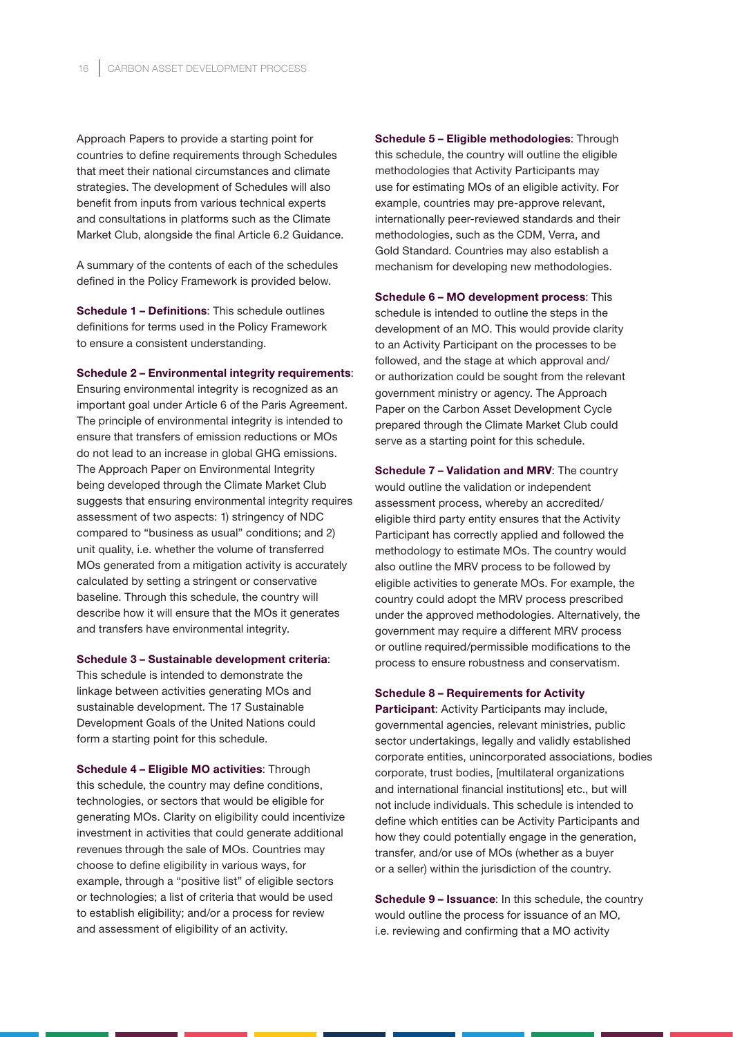Approach Papers to provide a starting point for countries to define requirements through Schedules that meet their national circumstances and climate strategies. The development of Schedules will also benefit from inputs from various technical experts and consultations in platforms such as the Climate Market Club, alongside the final Article 6.2 Guidance.

A summary of the contents of each of the schedules defined in the Policy Framework is provided below.

**Schedule 1 – Definitions**: This schedule outlines definitions for terms used in the Policy Framework to ensure a consistent understanding.

**Schedule 2 – Environmental integrity requirements**: Ensuring environmental integrity is recognized as an important goal under Article 6 of the Paris Agreement. The principle of environmental integrity is intended to ensure that transfers of emission reductions or MOs do not lead to an increase in global GHG emissions. The Approach Paper on Environmental Integrity being developed through the Climate Market Club suggests that ensuring environmental integrity requires assessment of two aspects: 1) stringency of NDC compared to "business as usual" conditions; and 2) unit quality, i.e. whether the volume of transferred MOs generated from a mitigation activity is accurately calculated by setting a stringent or conservative baseline. Through this schedule, the country will describe how it will ensure that the MOs it generates and transfers have environmental integrity.

**Schedule 3 – Sustainable development criteria**: This schedule is intended to demonstrate the linkage between activities generating MOs and sustainable development. The 17 Sustainable Development Goals of the United Nations could form a starting point for this schedule.

**Schedule 4 – Eligible MO activities**: Through this schedule, the country may define conditions, technologies, or sectors that would be eligible for generating MOs. Clarity on eligibility could incentivize investment in activities that could generate additional revenues through the sale of MOs. Countries may choose to define eligibility in various ways, for example, through a "positive list" of eligible sectors or technologies; a list of criteria that would be used to establish eligibility; and/or a process for review and assessment of eligibility of an activity.

**Schedule 5 – Eligible methodologies**: Through this schedule, the country will outline the eligible methodologies that Activity Participants may use for estimating MOs of an eligible activity. For example, countries may pre-approve relevant, internationally peer-reviewed standards and their methodologies, such as the CDM, Verra, and Gold Standard. Countries may also establish a mechanism for developing new methodologies.

**Schedule 6 – MO development process**: This schedule is intended to outline the steps in the development of an MO. This would provide clarity to an Activity Participant on the processes to be followed, and the stage at which approval and/or authorization could be sought from the relevant government ministry or agency. The Approach Paper on the Carbon Asset Development Cycle prepared through the Climate Market Club could serve as a starting point for this schedule.

**Schedule 7 – Validation and MRV**: The country would outline the validation or independent assessment process, whereby an accredited/eligible third party entity ensures that the Activity Participant has correctly applied and followed the methodology to estimate MOs. The country would also outline the MRV process to be followed by eligible activities to generate MOs. For example, the country could adopt the MRV process prescribed under the approved methodologies. Alternatively, the government may require a different MRV process or outline required/permissible modifications to the process to ensure robustness and conservatism.

**Schedule 8 – Requirements for Activity Participant**: Activity Participants may include, governmental agencies, relevant ministries, public sector undertakings, legally and validly established corporate entities, unincorporated associations, bodies corporate, trust bodies, [multilateral organizations and international financial institutions] etc., but will not include individuals. This schedule is intended to define which entities can be Activity Participants and how they could potentially engage in the generation, transfer, and/or use of MOs (whether as a buyer or a seller) within the jurisdiction of the country.

**Schedule 9 – Issuance**: In this schedule, the country would outline the process for issuance of an MO, i.e. reviewing and confirming that a MO activity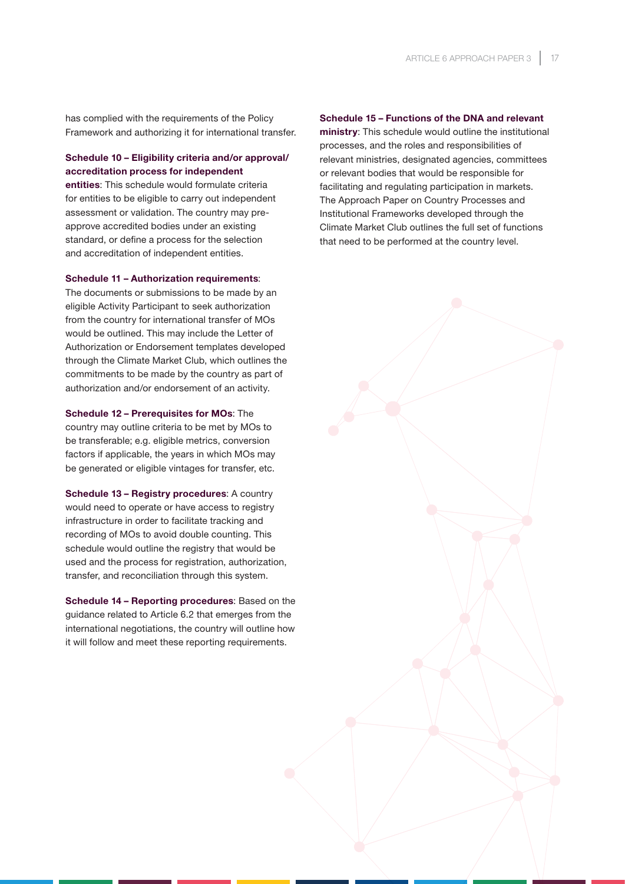has complied with the requirements of the Policy Framework and authorizing it for international transfer.

**Schedule 10 – Eligibility criteria and/or approval/ accreditation process for independent entities**: This schedule would formulate criteria for entities to be eligible to carry out independent assessment or validation. The country may pre-approve accredited bodies under an existing standard, or define a process for the selection and accreditation of independent entities.

**Schedule 11 – Authorization requirements**: The documents or submissions to be made by an eligible Activity Participant to seek authorization from the country for international transfer of MOs would be outlined. This may include the Letter of Authorization or Endorsement templates developed through the Climate Market Club, which outlines the commitments to be made by the country as part of authorization and/or endorsement of an activity.

**Schedule 12 – Prerequisites for MOs**: The country may outline criteria to be met by MOs to be transferable; e.g. eligible metrics, conversion factors if applicable, the years in which MOs may be generated or eligible vintages for transfer, etc.

**Schedule 13 – Registry procedures**: A country would need to operate or have access to registry infrastructure in order to facilitate tracking and recording of MOs to avoid double counting. This schedule would outline the registry that would be used and the process for registration, authorization, transfer, and reconciliation through this system.

**Schedule 14 – Reporting procedures**: Based on the guidance related to Article 6.2 that emerges from the international negotiations, the country will outline how it will follow and meet these reporting requirements.

**Schedule 15 – Functions of the DNA and relevant ministry**: This schedule would outline the institutional processes, and the roles and responsibilities of relevant ministries, designated agencies, committees or relevant bodies that would be responsible for facilitating and regulating participation in markets. The Approach Paper on Country Processes and Institutional Frameworks developed through the Climate Market Club outlines the full set of functions that need to be performed at the country level.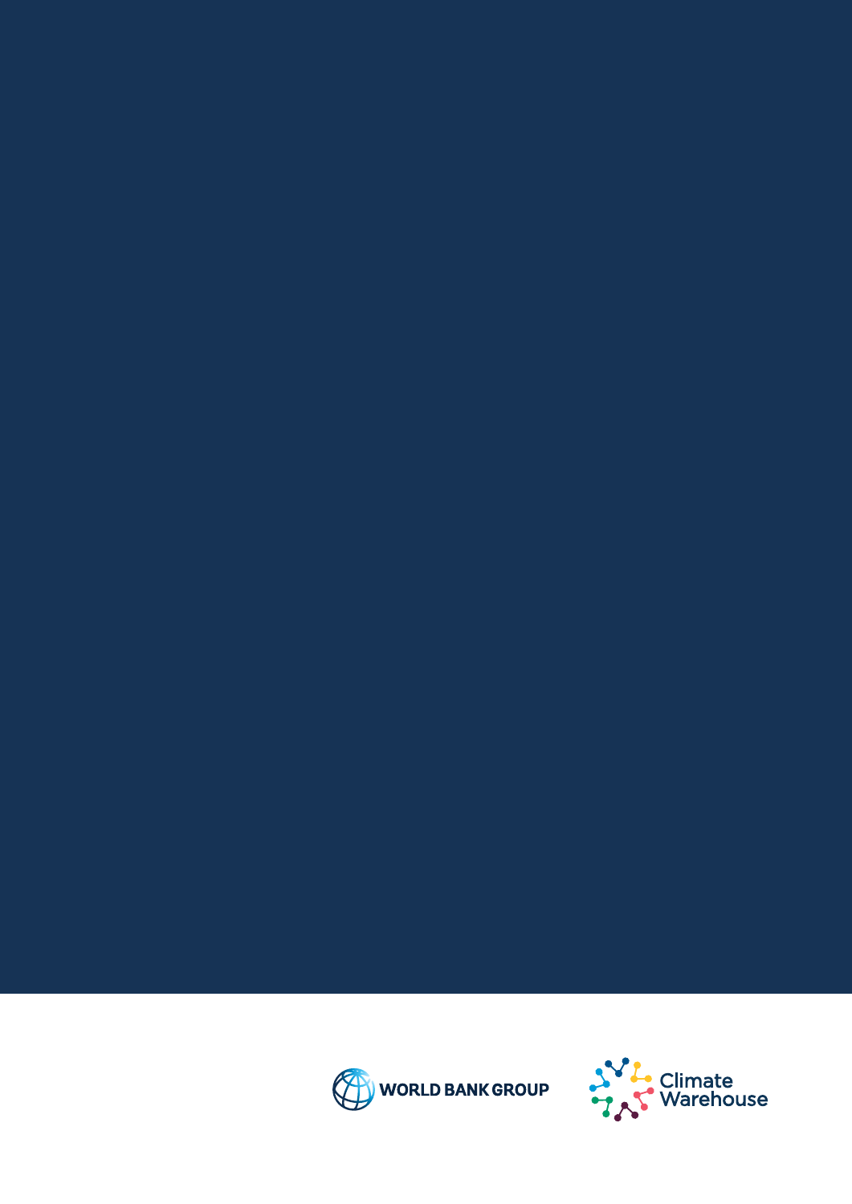WORLD BANK GROUP

Climate Warehouse